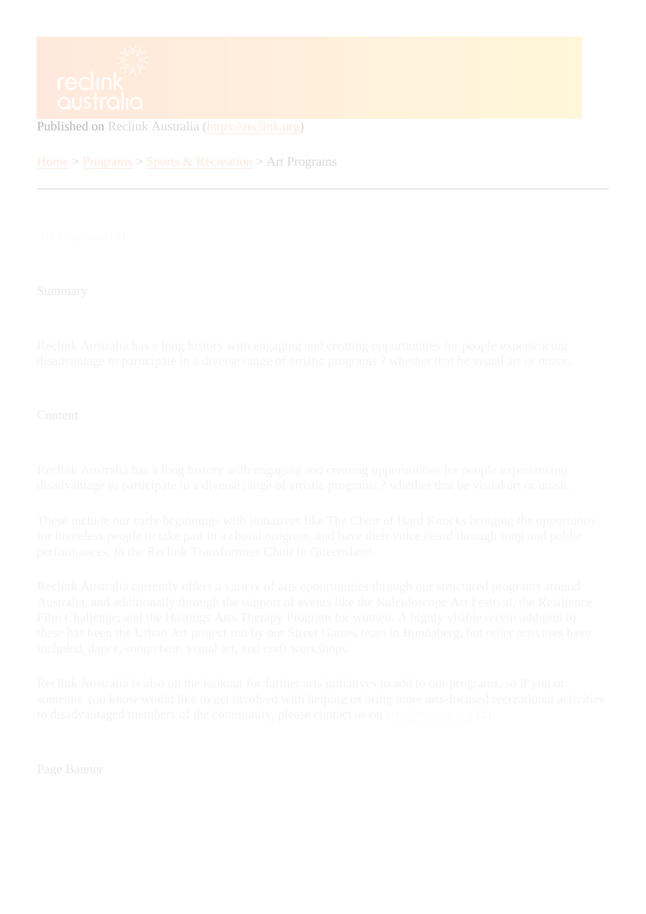Published on Reclink Australia (https://reclink.org)

Home > Programs > Sports & Recreation > Art Programs

---

# Art Programs [1]

## Summary

Reclink Australia has a long history with engaging and creating opportunities for people experiencing disadvantage to participate in a diverse range of artistic programs ? whether that be visual art or music.

## Content

Reclink Australia has a long history with engaging and creating opportunities for people experiencing disadvantage to participate in a diverse range of artistic programs ? whether that be visual art or music.

These include our early beginnings with initiatives like The Choir of Hard Knocks bringing the opportunity for homeless people to take part in a choral program, and have their voice heard through song and public performances, to the Reclink Transformers Choir in Queensland.

Reclink Australia currently offers a variety of arts opportunities through our structured programs around Australia, and additionally through the support of events like the Kaleidoscope Art Festival, the Resilience Film Challenge, and the Hastings Arts Therapy Program for women. A highly visible recent addition to these has been the Urban Art project run by our Street Games team in Bundaberg, but other activities have included, dance, song/choir, visual art, and craft workshops.

Reclink Australia is also on the lookout for further arts initiatives to add to our programs, so if you or someone you know would like to get involved with helping us bring more arts-focused recreational activities to disadvantaged members of the community, please contact us on arts@reclink.org [2]

## Page Banner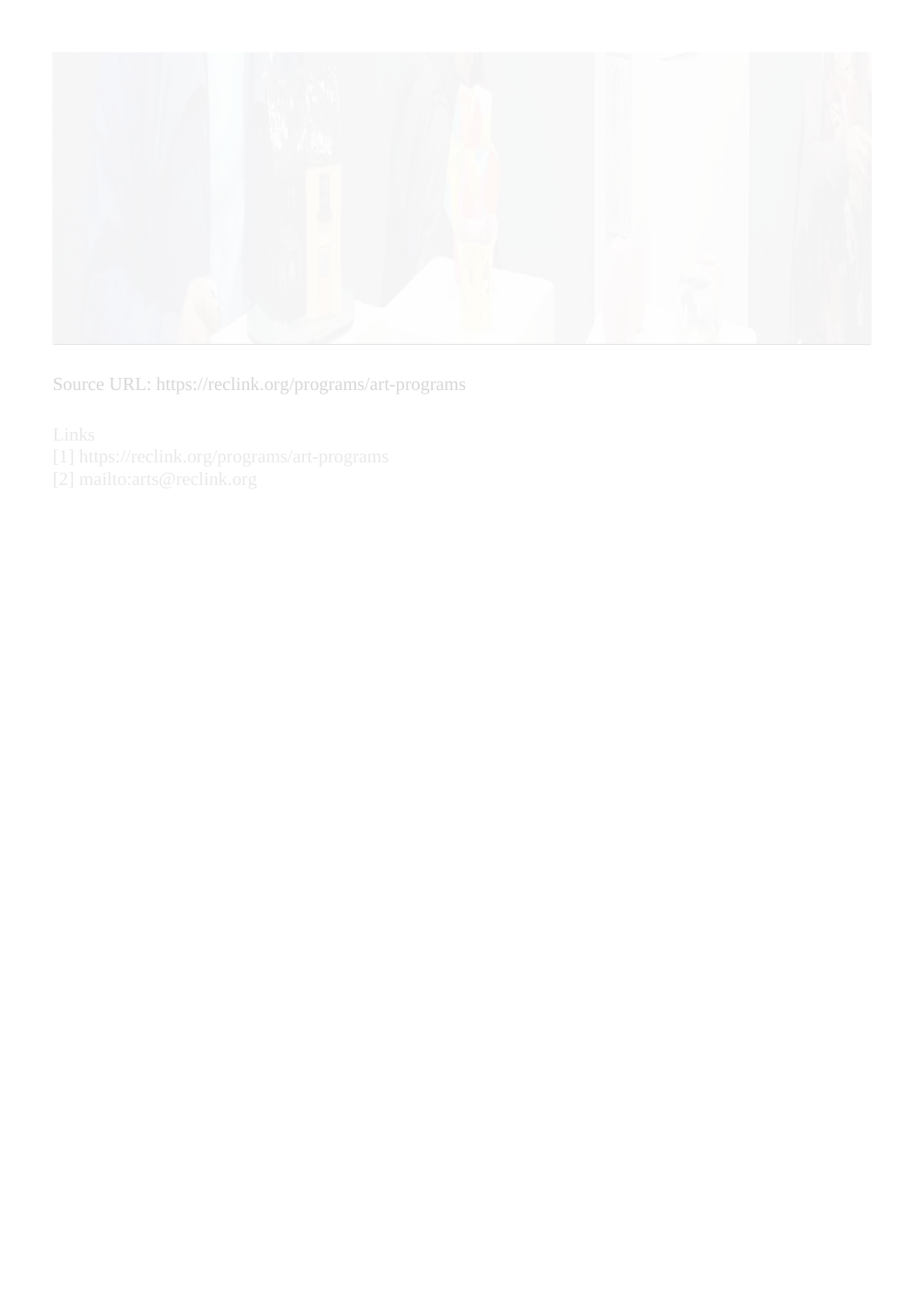Source URL: https://reclink.org/programs/art-programs

Links
[1] https://reclink.org/programs/art-programs
[2] mailto:arts@reclink.org